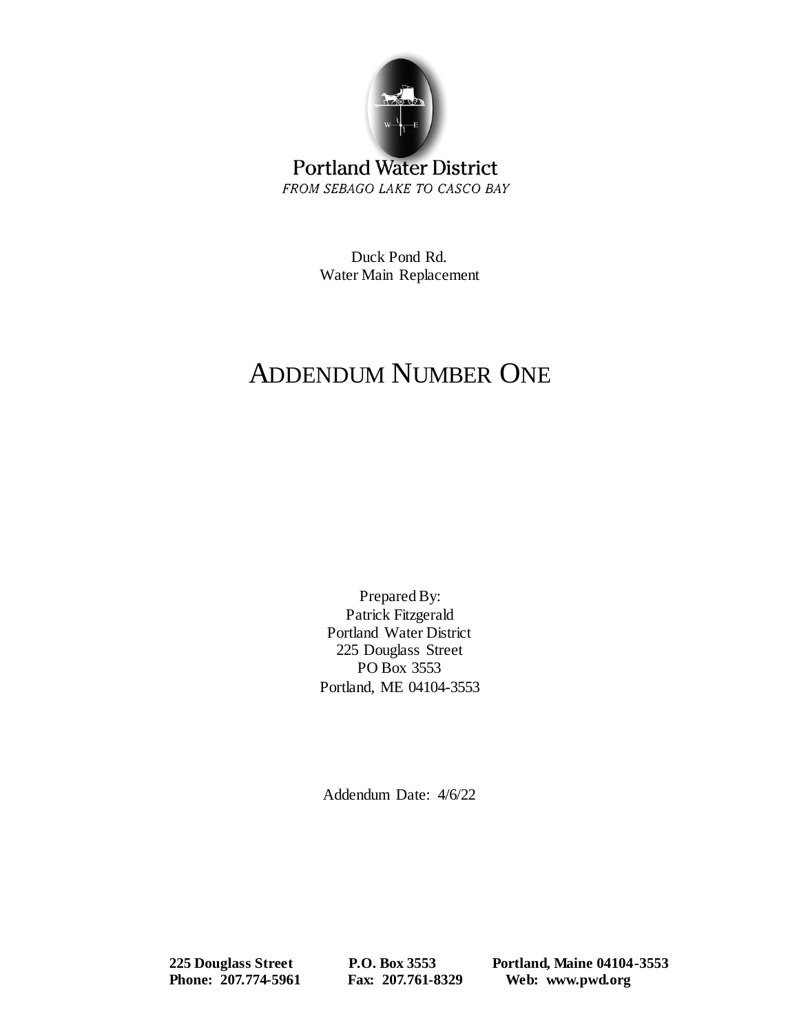Portland Water District

*FROM SEBAGO LAKE TO CASCO BAY*

Duck Pond Rd.
Water Main Replacement

# ADDENDUM NUMBER ONE

Prepared By:
Patrick Fitzgerald
Portland Water District
225 Douglass Street
PO Box 3553
Portland, ME 04104-3553

Addendum Date: 4/6/22

**225 Douglass Street** **P.O. Box 3553** **Portland, Maine 04104-3553**
**Phone: 207.774-5961** **Fax: 207.761-8329** **Web: www.pwd.org**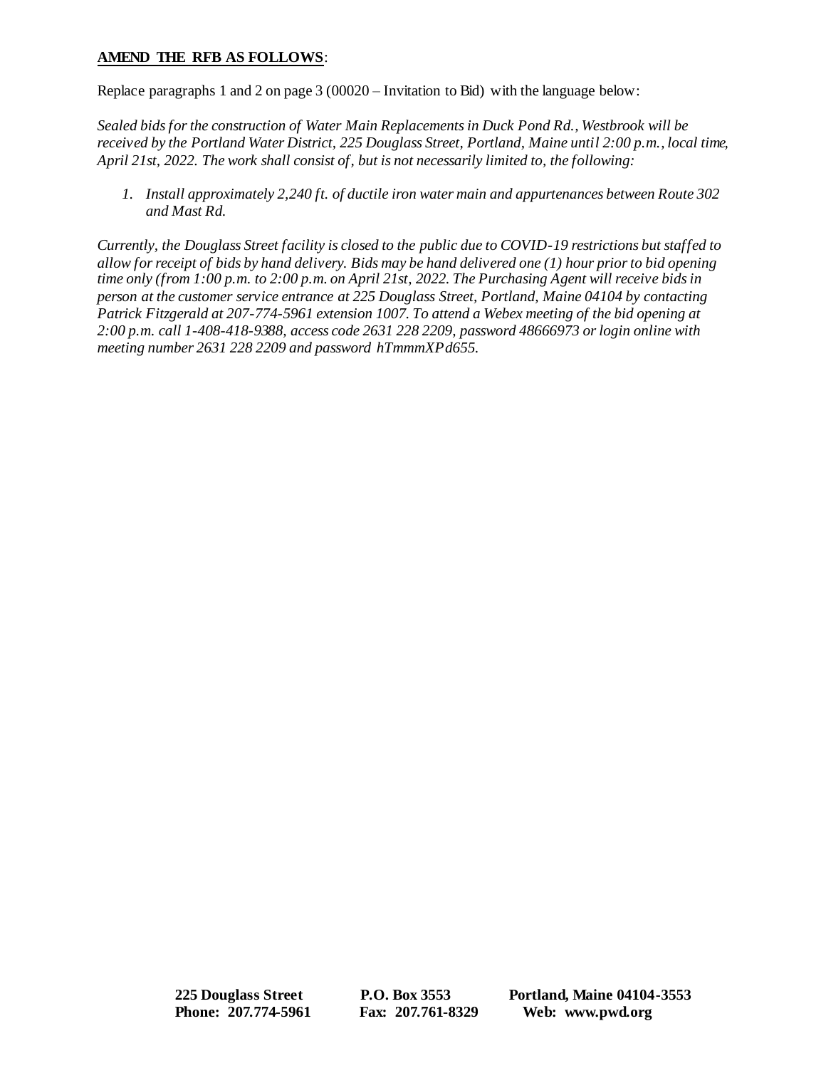**AMEND THE RFB AS FOLLOWS**:

Replace paragraphs 1 and 2 on page 3 (00020 – Invitation to Bid) with the language below:

*Sealed bids for the construction of Water Main Replacements in Duck Pond Rd., Westbrook will be received by the Portland Water District, 225 Douglass Street, Portland, Maine until 2:00 p.m., local time, April 21st, 2022. The work shall consist of, but is not necessarily limited to, the following:*

1. *Install approximately 2,240 ft. of ductile iron water main and appurtenances between Route 302 and Mast Rd.*

*Currently, the Douglass Street facility is closed to the public due to COVID-19 restrictions but staffed to allow for receipt of bids by hand delivery. Bids may be hand delivered one (1) hour prior to bid opening time only (from 1:00 p.m. to 2:00 p.m. on April 21st, 2022. The Purchasing Agent will receive bids in person at the customer service entrance at 225 Douglass Street, Portland, Maine 04104 by contacting Patrick Fitzgerald at 207-774-5961 extension 1007. To attend a Webex meeting of the bid opening at 2:00 p.m. call 1-408-418-9388, access code 2631 228 2209, password 48666973 or login online with meeting number 2631 228 2209 and password hTmmmXPd655.*

**225 Douglass Street** **P.O. Box 3553** **Portland, Maine 04104-3553**
**Phone: 207.774-5961** **Fax: 207.761-8329** **Web: www.pwd.org**